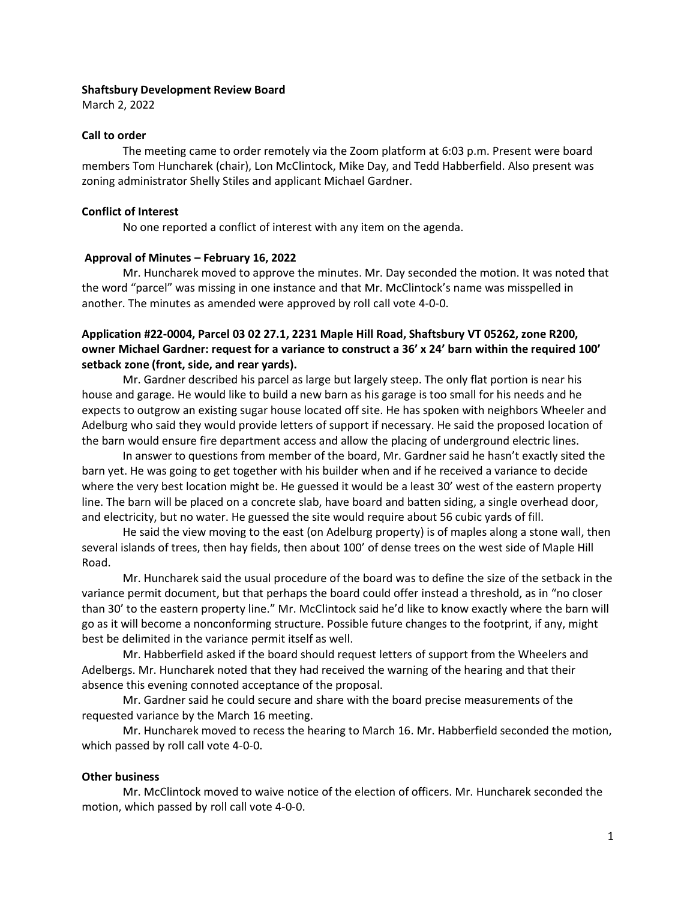**Shaftsbury Development Review Board**
March 2, 2022

**Call to order**

The meeting came to order remotely via the Zoom platform at 6:03 p.m. Present were board members Tom Huncharek (chair), Lon McClintock, Mike Day, and Tedd Habberfield. Also present was zoning administrator Shelly Stiles and applicant Michael Gardner.

**Conflict of Interest**

No one reported a conflict of interest with any item on the agenda.

**Approval of Minutes – February 16, 2022**

Mr. Huncharek moved to approve the minutes. Mr. Day seconded the motion. It was noted that the word "parcel" was missing in one instance and that Mr. McClintock's name was misspelled in another. The minutes as amended were approved by roll call vote 4-0-0.

**Application #22-0004, Parcel 03 02 27.1, 2231 Maple Hill Road, Shaftsbury VT 05262, zone R200, owner Michael Gardner: request for a variance to construct a 36' x 24' barn within the required 100' setback zone (front, side, and rear yards).**

Mr. Gardner described his parcel as large but largely steep. The only flat portion is near his house and garage. He would like to build a new barn as his garage is too small for his needs and he expects to outgrow an existing sugar house located off site. He has spoken with neighbors Wheeler and Adelburg who said they would provide letters of support if necessary. He said the proposed location of the barn would ensure fire department access and allow the placing of underground electric lines.

In answer to questions from member of the board, Mr. Gardner said he hasn't exactly sited the barn yet. He was going to get together with his builder when and if he received a variance to decide where the very best location might be. He guessed it would be a least 30' west of the eastern property line. The barn will be placed on a concrete slab, have board and batten siding, a single overhead door, and electricity, but no water. He guessed the site would require about 56 cubic yards of fill.

He said the view moving to the east (on Adelburg property) is of maples along a stone wall, then several islands of trees, then hay fields, then about 100' of dense trees on the west side of Maple Hill Road.

Mr. Huncharek said the usual procedure of the board was to define the size of the setback in the variance permit document, but that perhaps the board could offer instead a threshold, as in "no closer than 30' to the eastern property line." Mr. McClintock said he'd like to know exactly where the barn will go as it will become a nonconforming structure. Possible future changes to the footprint, if any, might best be delimited in the variance permit itself as well.

Mr. Habberfield asked if the board should request letters of support from the Wheelers and Adelbergs. Mr. Huncharek noted that they had received the warning of the hearing and that their absence this evening connoted acceptance of the proposal.

Mr. Gardner said he could secure and share with the board precise measurements of the requested variance by the March 16 meeting.

Mr. Huncharek moved to recess the hearing to March 16. Mr. Habberfield seconded the motion, which passed by roll call vote 4-0-0.

**Other business**

Mr. McClintock moved to waive notice of the election of officers. Mr. Huncharek seconded the motion, which passed by roll call vote 4-0-0.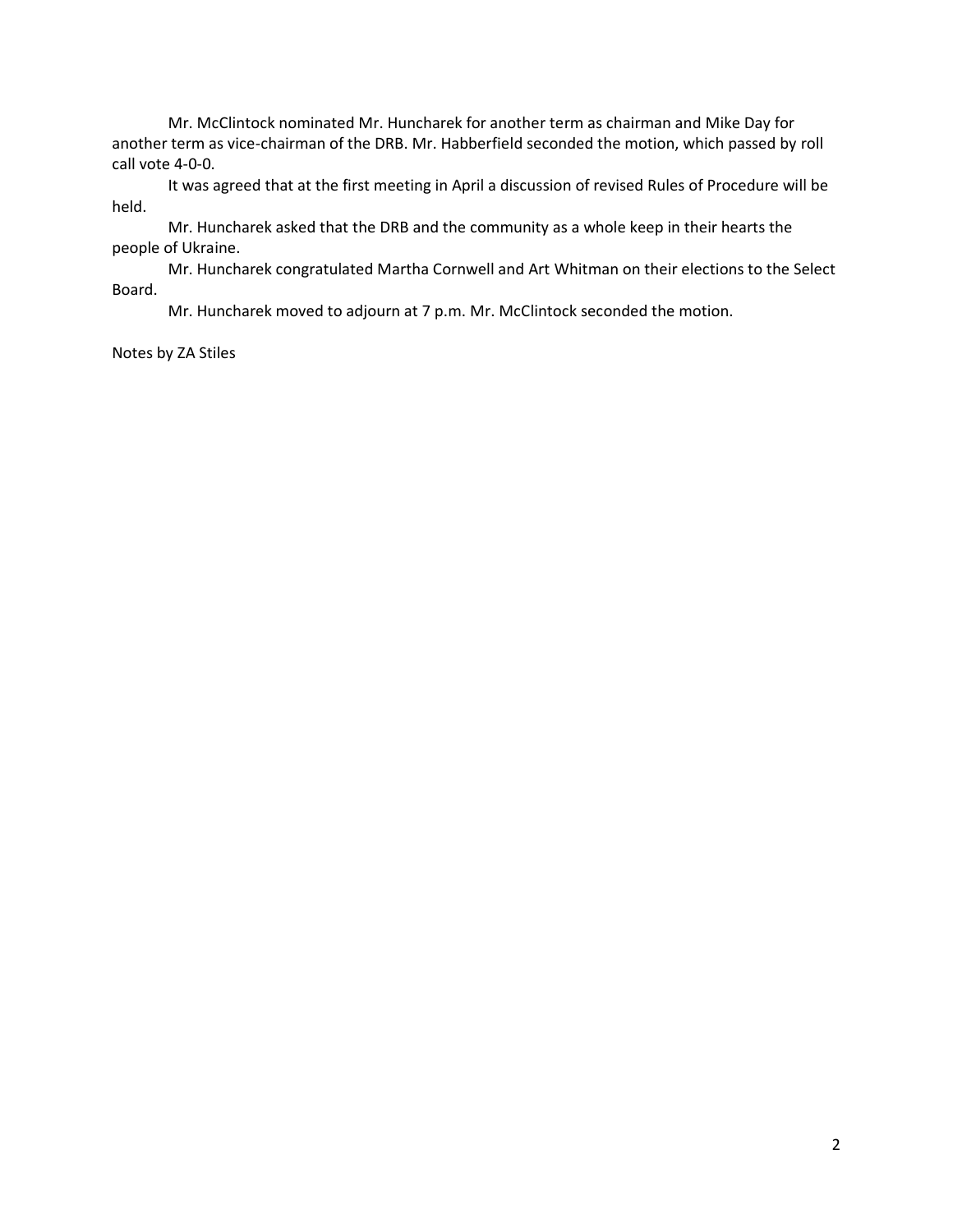Mr. McClintock nominated Mr. Huncharek for another term as chairman and Mike Day for another term as vice-chairman of the DRB. Mr. Habberfield seconded the motion, which passed by roll call vote 4-0-0.

It was agreed that at the first meeting in April a discussion of revised Rules of Procedure will be held.

Mr. Huncharek asked that the DRB and the community as a whole keep in their hearts the people of Ukraine.

Mr. Huncharek congratulated Martha Cornwell and Art Whitman on their elections to the Select Board.

Mr. Huncharek moved to adjourn at 7 p.m. Mr. McClintock seconded the motion.

Notes by ZA Stiles